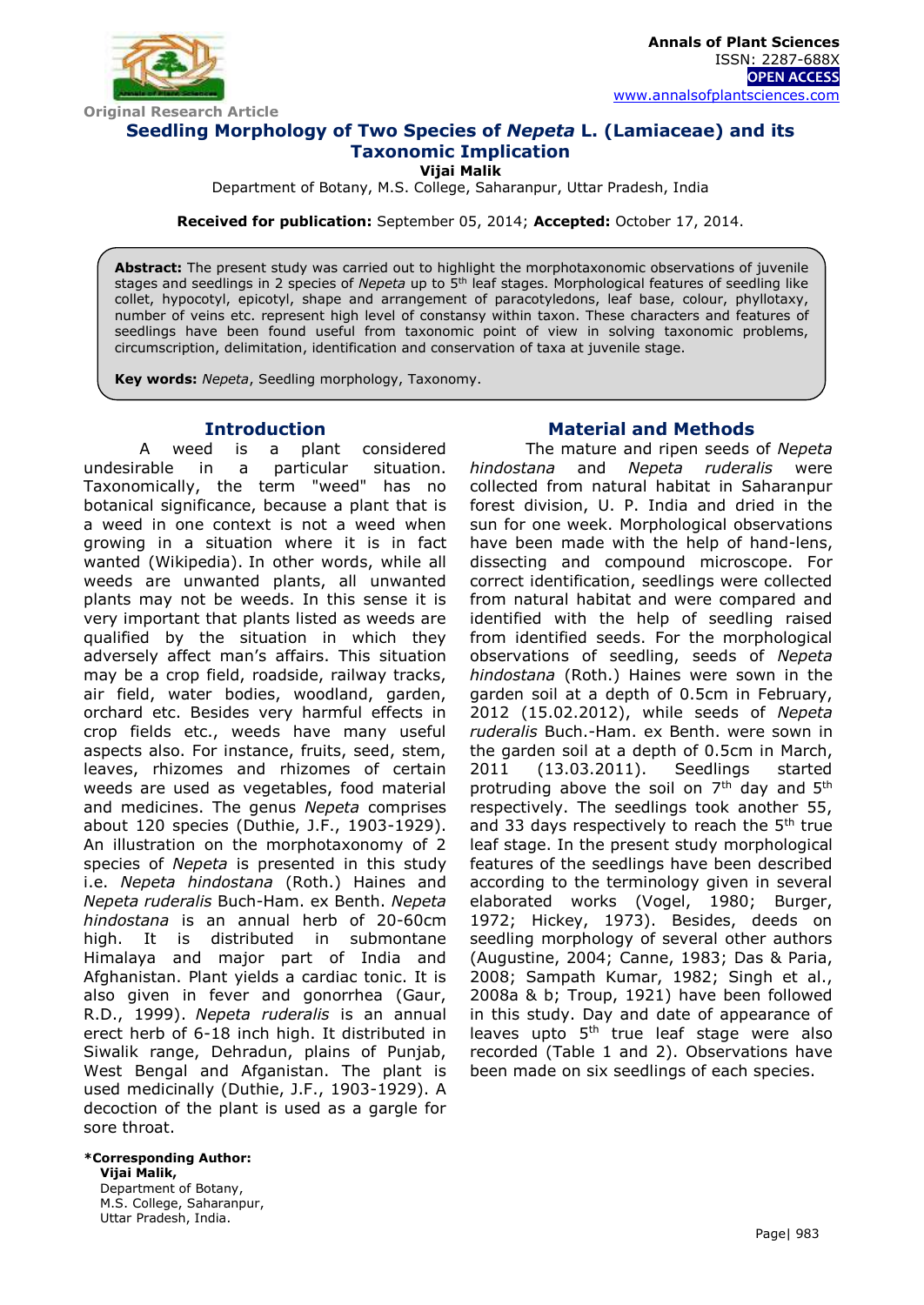Annals of Plant Sciences
ISSN: 2287-688X
OPEN ACCESS
www.annalsofplantsciences.com

Original Research Article

# Seedling Morphology of Two Species of *Nepeta* L. (Lamiaceae) and its Taxonomic Implication

**Vijai Malik**

Department of Botany, M.S. College, Saharanpur, Uttar Pradesh, India

**Received for publication:** September 05, 2014; **Accepted:** October 17, 2014.

**Abstract:** The present study was carried out to highlight the morphotaxonomic observations of juvenile stages and seedlings in 2 species of *Nepeta* up to 5th leaf stages. Morphological features of seedling like collet, hypocotyl, epicotyl, shape and arrangement of paracotyledons, leaf base, colour, phyllotaxy, number of veins etc. represent high level of constansy within taxon. These characters and features of seedlings have been found useful from taxonomic point of view in solving taxonomic problems, circumscription, delimitation, identification and conservation of taxa at juvenile stage.

**Key words:** *Nepeta*, Seedling morphology, Taxonomy.

## Introduction

A weed is a plant considered undesirable in a particular situation. Taxonomically, the term "weed" has no botanical significance, because a plant that is a weed in one context is not a weed when growing in a situation where it is in fact wanted (Wikipedia). In other words, while all weeds are unwanted plants, all unwanted plants may not be weeds. In this sense it is very important that plants listed as weeds are qualified by the situation in which they adversely affect man's affairs. This situation may be a crop field, roadside, railway tracks, air field, water bodies, woodland, garden, orchard etc. Besides very harmful effects in crop fields etc., weeds have many useful aspects also. For instance, fruits, seed, stem, leaves, rhizomes and rhizomes of certain weeds are used as vegetables, food material and medicines. The genus *Nepeta* comprises about 120 species (Duthie, J.F., 1903-1929). An illustration on the morphotaxonomy of 2 species of *Nepeta* is presented in this study i.e. *Nepeta hindostana* (Roth.) Haines and *Nepeta ruderalis* Buch-Ham. ex Benth. *Nepeta hindostana* is an annual herb of 20-60cm high. It is distributed in submontane Himalaya and major part of India and Afghanistan. Plant yields a cardiac tonic. It is also given in fever and gonorrhea (Gaur, R.D., 1999). *Nepeta ruderalis* is an annual erect herb of 6-18 inch high. It distributed in Siwalik range, Dehradun, plains of Punjab, West Bengal and Afganistan. The plant is used medicinally (Duthie, J.F., 1903-1929). A decoction of the plant is used as a gargle for sore throat.

## Material and Methods

The mature and ripen seeds of *Nepeta hindostana* and *Nepeta ruderalis* were collected from natural habitat in Saharanpur forest division, U. P. India and dried in the sun for one week. Morphological observations have been made with the help of hand-lens, dissecting and compound microscope. For correct identification, seedlings were collected from natural habitat and were compared and identified with the help of seedling raised from identified seeds. For the morphological observations of seedling, seeds of *Nepeta hindostana* (Roth.) Haines were sown in the garden soil at a depth of 0.5cm in February, 2012 (15.02.2012), while seeds of *Nepeta ruderalis* Buch.-Ham. ex Benth. were sown in the garden soil at a depth of 0.5cm in March, 2011 (13.03.2011). Seedlings started protruding above the soil on 7th day and 5th respectively. The seedlings took another 55, and 33 days respectively to reach the 5th true leaf stage. In the present study morphological features of the seedlings have been described according to the terminology given in several elaborated works (Vogel, 1980; Burger, 1972; Hickey, 1973). Besides, deeds on seedling morphology of several other authors (Augustine, 2004; Canne, 1983; Das & Paria, 2008; Sampath Kumar, 1982; Singh et al., 2008a & b; Troup, 1921) have been followed in this study. Day and date of appearance of leaves upto 5th true leaf stage were also recorded (Table 1 and 2). Observations have been made on six seedlings of each species.

**\*Corresponding Author:**
**Vijai Malik,**
Department of Botany,
M.S. College, Saharanpur,
Uttar Pradesh, India.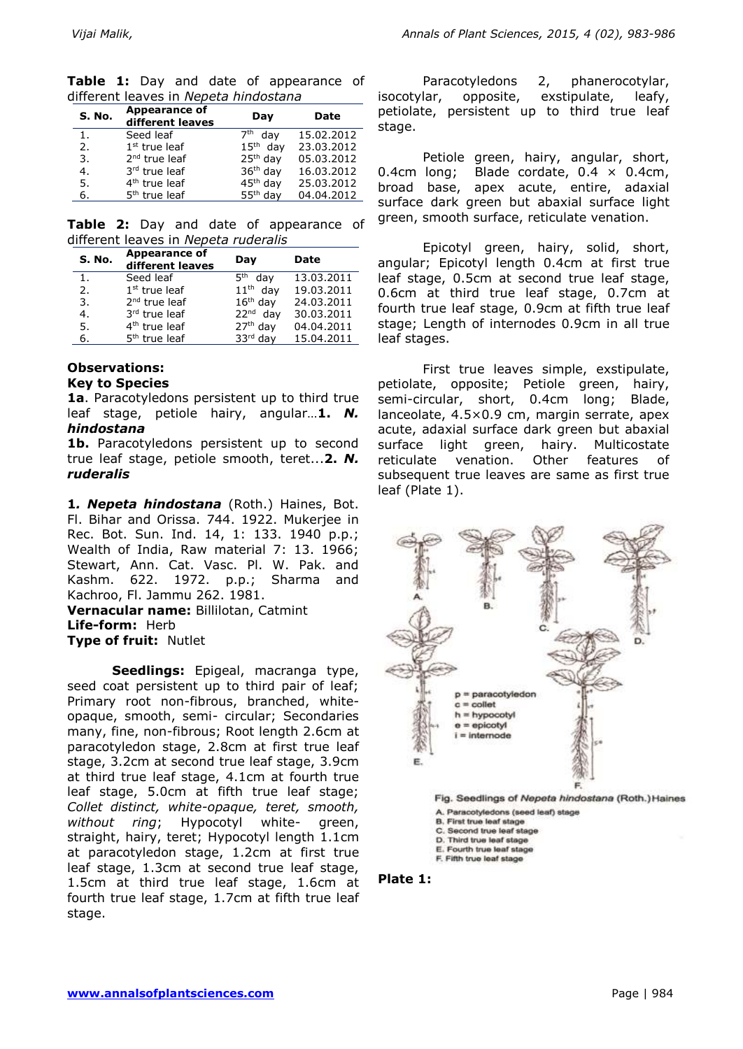**Table 1:** Day and date of appearance of different leaves in *Nepeta hindostana*

| S. No. | Appearance of different leaves | Day | Date |
|---|---|---|---|
| 1. | Seed leaf | 7th day | 15.02.2012 |
| 2. | 1st true leaf | 15th day | 23.03.2012 |
| 3. | 2nd true leaf | 25th day | 05.03.2012 |
| 4. | 3rd true leaf | 36th day | 16.03.2012 |
| 5. | 4th true leaf | 45th day | 25.03.2012 |
| 6. | 5th true leaf | 55th day | 04.04.2012 |

**Table 2:** Day and date of appearance of different leaves in *Nepeta ruderalis*

| S. No. | Appearance of different leaves | Day | Date |
|---|---|---|---|
| 1. | Seed leaf | 5th day | 13.03.2011 |
| 2. | 1st true leaf | 11th day | 19.03.2011 |
| 3. | 2nd true leaf | 16th day | 24.03.2011 |
| 4. | 3rd true leaf | 22nd day | 30.03.2011 |
| 5. | 4th true leaf | 27th day | 04.04.2011 |
| 6. | 5th true leaf | 33rd day | 15.04.2011 |

**Observations:**

**Key to Species**

**1a**. Paracotyledons persistent up to third true leaf stage, petiole hairy, angular…**1. *N. hindostana***

**1b.** Paracotyledons persistent up to second true leaf stage, petiole smooth, teret...**2. *N. ruderalis***

**1. *Nepeta hindostana*** (Roth.) Haines, Bot. Fl. Bihar and Orissa. 744. 1922. Mukerjee in Rec. Bot. Sun. Ind. 14, 1: 133. 1940 p.p.; Wealth of India, Raw material 7: 13. 1966; Stewart, Ann. Cat. Vasc. Pl. W. Pak. and Kashm. 622. 1972. p.p.; Sharma and Kachroo, Fl. Jammu 262. 1981.

**Vernacular name:** Billilotan, Catmint

**Life-form:** Herb

**Type of fruit:** Nutlet

**Seedlings:** Epigeal, macranga type, seed coat persistent up to third pair of leaf; Primary root non-fibrous, branched, white-opaque, smooth, semi- circular; Secondaries many, fine, non-fibrous; Root length 2.6cm at paracotyledon stage, 2.8cm at first true leaf stage, 3.2cm at second true leaf stage, 3.9cm at third true leaf stage, 4.1cm at fourth true leaf stage, 5.0cm at fifth true leaf stage; *Collet distinct, white-opaque, teret, smooth, without ring*; Hypocotyl white- green, straight, hairy, teret; Hypocotyl length 1.1cm at paracotyledon stage, 1.2cm at first true leaf stage, 1.3cm at second true leaf stage, 1.5cm at third true leaf stage, 1.6cm at fourth true leaf stage, 1.7cm at fifth true leaf stage.

Paracotyledons 2, phanerocotylar, isocotylar, opposite, exstipulate, leafy, petiolate, persistent up to third true leaf stage.

Petiole green, hairy, angular, short, 0.4cm long; Blade cordate, 0.4 × 0.4cm, broad base, apex acute, entire, adaxial surface dark green but abaxial surface light green, smooth surface, reticulate venation.

Epicotyl green, hairy, solid, short, angular; Epicotyl length 0.4cm at first true leaf stage, 0.5cm at second true leaf stage, 0.6cm at third true leaf stage, 0.7cm at fourth true leaf stage, 0.9cm at fifth true leaf stage; Length of internodes 0.9cm in all true leaf stages.

First true leaves simple, exstipulate, petiolate, opposite; Petiole green, hairy, semi-circular, short, 0.4cm long; Blade, lanceolate, 4.5×0.9 cm, margin serrate, apex acute, adaxial surface dark green but abaxial surface light green, hairy. Multicostate reticulate venation. Other features of subsequent true leaves are same as first true leaf (Plate 1).

p = paracotyledon
c = collet
h = hypocotyl
e = epicotyl
i = internode

Fig. Seedlings of *Nepeta hindostana* (Roth.) Haines

A. Paracotyledons (seed leaf) stage
B. First true leaf stage
C. Second true leaf stage
D. Third true leaf stage
E. Fourth true leaf stage
F. Fifth true leaf stage

**Plate 1:**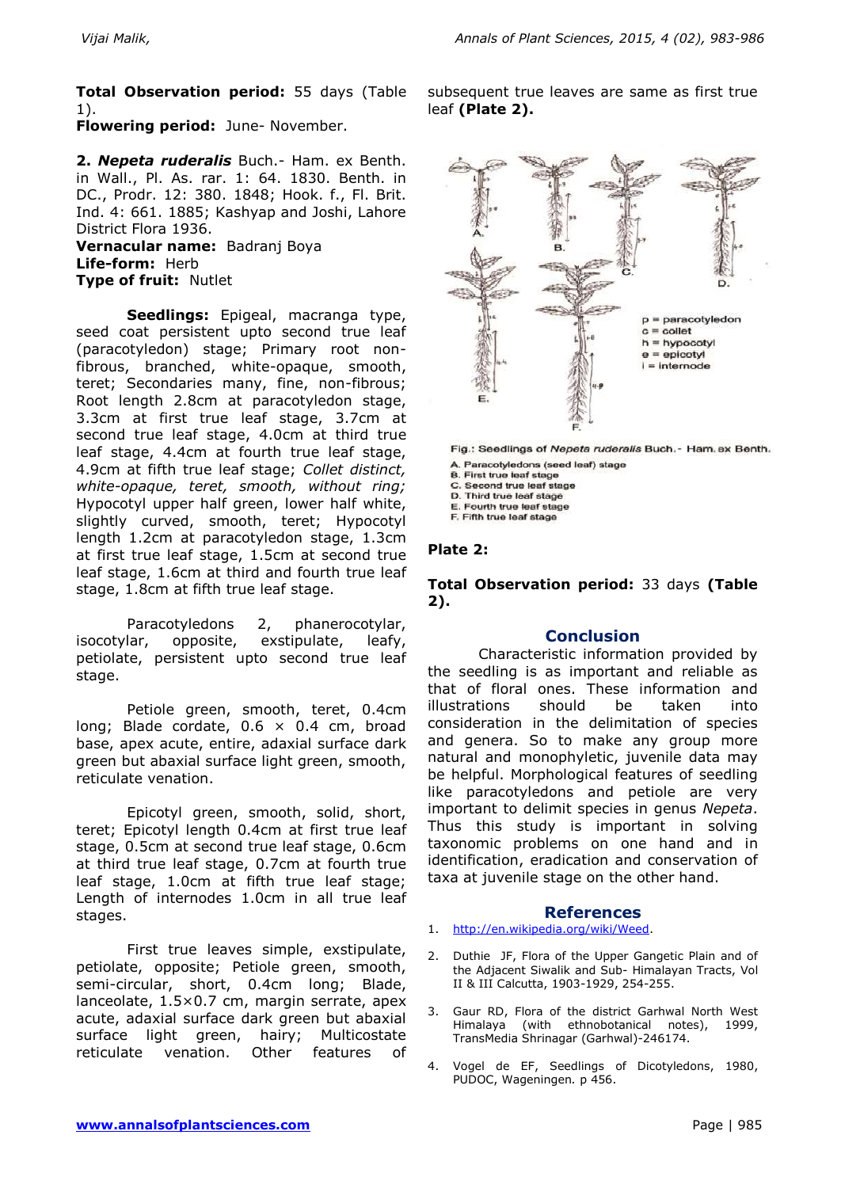**Total Observation period:** 55 days (Table 1).
**Flowering period:** June- November.

**2. *Nepeta ruderalis*** Buch.- Ham. ex Benth. in Wall., Pl. As. rar. 1: 64. 1830. Benth. in DC., Prodr. 12: 380. 1848; Hook. f., Fl. Brit. Ind. 4: 661. 1885; Kashyap and Joshi, Lahore District Flora 1936.
**Vernacular name:** Badranj Boya
**Life-form:** Herb
**Type of fruit:** Nutlet

**Seedlings:** Epigeal, macranga type, seed coat persistent upto second true leaf (paracotyledon) stage; Primary root non-fibrous, branched, white-opaque, smooth, teret; Secondaries many, fine, non-fibrous; Root length 2.8cm at paracotyledon stage, 3.3cm at first true leaf stage, 3.7cm at second true leaf stage, 4.0cm at third true leaf stage, 4.4cm at fourth true leaf stage, 4.9cm at fifth true leaf stage; *Collet distinct, white-opaque, teret, smooth, without ring;* Hypocotyl upper half green, lower half white, slightly curved, smooth, teret; Hypocotyl length 1.2cm at paracotyledon stage, 1.3cm at first true leaf stage, 1.5cm at second true leaf stage, 1.6cm at third and fourth true leaf stage, 1.8cm at fifth true leaf stage.

Paracotyledons 2, phanerocotylar, isocotylar, opposite, exstipulate, leafy, petiolate, persistent upto second true leaf stage.

Petiole green, smooth, teret, 0.4cm long; Blade cordate, 0.6 × 0.4 cm, broad base, apex acute, entire, adaxial surface dark green but abaxial surface light green, smooth, reticulate venation.

Epicotyl green, smooth, solid, short, teret; Epicotyl length 0.4cm at first true leaf stage, 0.5cm at second true leaf stage, 0.6cm at third true leaf stage, 0.7cm at fourth true leaf stage, 1.0cm at fifth true leaf stage; Length of internodes 1.0cm in all true leaf stages.

First true leaves simple, exstipulate, petiolate, opposite; Petiole green, smooth, semi-circular, short, 0.4cm long; Blade, lanceolate, 1.5×0.7 cm, margin serrate, apex acute, adaxial surface dark green but abaxial surface light green, hairy; Multicostate reticulate venation. Other features of subsequent true leaves are same as first true leaf **(Plate 2).**

p = paracotyledon
c = collet
h = hypocotyl
e = epicotyl
i = internode

Fig.: Seedlings of *Nepeta ruderalis* Buch.- Ham. ex Benth.

A. Paracotyledons (seed leaf) stage
B. First true leaf stage
C. Second true leaf stage
D. Third true leaf stage
E. Fourth true leaf stage
F. Fifth true leaf stage

**Plate 2:**

**Total Observation period:** 33 days **(Table 2).**

## Conclusion

Characteristic information provided by the seedling is as important and reliable as that of floral ones. These information and illustrations should be taken into consideration in the delimitation of species and genera. So to make any group more natural and monophyletic, juvenile data may be helpful. Morphological features of seedling like paracotyledons and petiole are very important to delimit species in genus *Nepeta*. Thus this study is important in solving taxonomic problems on one hand and in identification, eradication and conservation of taxa at juvenile stage on the other hand.

## References

1. http://en.wikipedia.org/wiki/Weed.
2. Duthie JF, Flora of the Upper Gangetic Plain and of the Adjacent Siwalik and Sub- Himalayan Tracts, Vol II & III Calcutta, 1903-1929, 254-255.
3. Gaur RD, Flora of the district Garhwal North West Himalaya (with ethnobotanical notes), 1999, TransMedia Shrinagar (Garhwal)-246174.
4. Vogel de EF, Seedlings of Dicotyledons, 1980, PUDOC, Wageningen. p 456.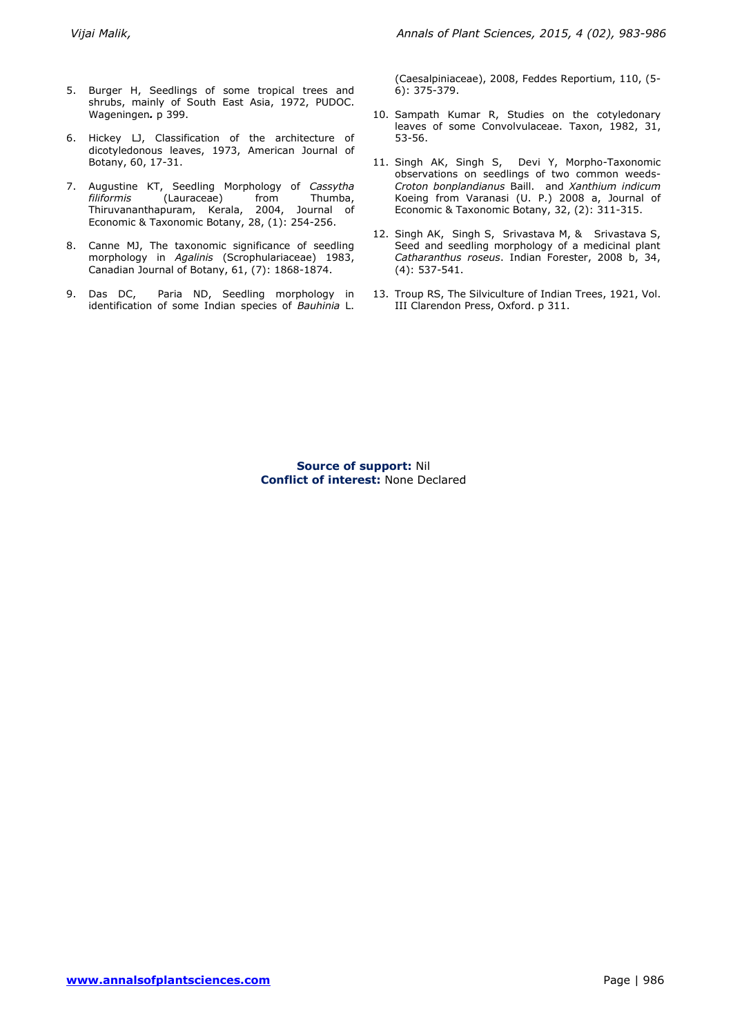5. Burger H, Seedlings of some tropical trees and shrubs, mainly of South East Asia, 1972, PUDOC. Wageningen**.** p 399.
6. Hickey LJ, Classification of the architecture of dicotyledonous leaves, 1973, American Journal of Botany, 60, 17-31.
7. Augustine KT, Seedling Morphology of *Cassytha filiformis* (Lauraceae) from Thumba, Thiruvananthapuram, Kerala, 2004, Journal of Economic & Taxonomic Botany, 28, (1): 254-256.
8. Canne MJ, The taxonomic significance of seedling morphology in *Agalinis* (Scrophulariaceae) 1983, Canadian Journal of Botany, 61, (7): 1868-1874.
9. Das DC, Paria ND, Seedling morphology in identification of some Indian species of *Bauhinia* L. (Caesalpiniaceae), 2008, Feddes Reportium, 110, (5-6): 375-379.
10. Sampath Kumar R, Studies on the cotyledonary leaves of some Convolvulaceae. Taxon, 1982, 31, 53-56.
11. Singh AK, Singh S, Devi Y, Morpho-Taxonomic observations on seedlings of two common weeds- *Croton bonplandianus* Baill. and *Xanthium indicum* Koeing from Varanasi (U. P.) 2008 a, Journal of Economic & Taxonomic Botany, 32, (2): 311-315.
12. Singh AK, Singh S, Srivastava M, & Srivastava S, Seed and seedling morphology of a medicinal plant *Catharanthus roseus*. Indian Forester, 2008 b, 34, (4): 537-541.
13. Troup RS, The Silviculture of Indian Trees, 1921, Vol. III Clarendon Press, Oxford. p 311.

**Source of support:** Nil
**Conflict of interest:** None Declared